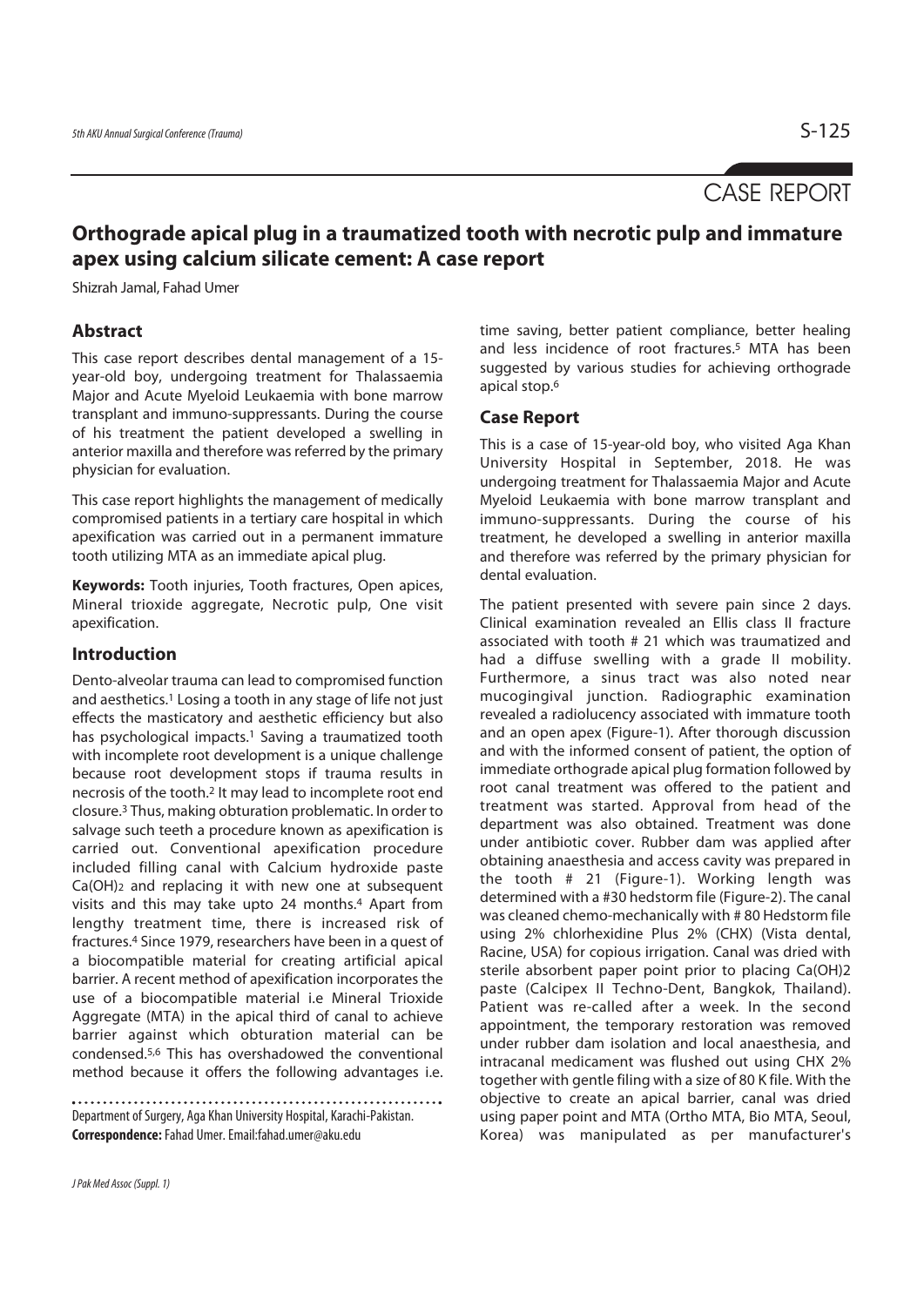CASE REPORT

# Orthograde apical plug in a traumatized tooth with necrotic pulp and immature apex using calcium silicate cement: A case report

Shizrah Jamal, Fahad Umer

## Abstract

This case report describes dental management of a 15-year-old boy, undergoing treatment for Thalassaemia Major and Acute Myeloid Leukaemia with bone marrow transplant and immuno-suppressants. During the course of his treatment the patient developed a swelling in anterior maxilla and therefore was referred by the primary physician for evaluation.

This case report highlights the management of medically compromised patients in a tertiary care hospital in which apexification was carried out in a permanent immature tooth utilizing MTA as an immediate apical plug.

**Keywords:** Tooth injuries, Tooth fractures, Open apices, Mineral trioxide aggregate, Necrotic pulp, One visit apexification.

## Introduction

Dento-alveolar trauma can lead to compromised function and aesthetics.[1] Losing a tooth in any stage of life not just effects the masticatory and aesthetic efficiency but also has psychological impacts.[1] Saving a traumatized tooth with incomplete root development is a unique challenge because root development stops if trauma results in necrosis of the tooth.[2] It may lead to incomplete root end closure.[3] Thus, making obturation problematic. In order to salvage such teeth a procedure known as apexification is carried out. Conventional apexification procedure included filling canal with Calcium hydroxide paste $Ca(OH)_2$ and replacing it with new one at subsequent visits and this may take upto 24 months.[4] Apart from lengthy treatment time, there is increased risk of fractures.[4] Since 1979, researchers have been in a quest of a biocompatible material for creating artificial apical barrier. A recent method of apexification incorporates the use of a biocompatible material i.e Mineral Trioxide Aggregate (MTA) in the apical third of canal to achieve barrier against which obturation material can be condensed.[5,6] This has overshadowed the conventional method because it offers the following advantages i.e. time saving, better patient compliance, better healing and less incidence of root fractures.[5] MTA has been suggested by various studies for achieving orthograde apical stop.[6]

Department of Surgery, Aga Khan University Hospital, Karachi-Pakistan.
**Correspondence:** Fahad Umer. Email:fahad.umer@aku.edu

## Case Report

This is a case of 15-year-old boy, who visited Aga Khan University Hospital in September, 2018. He was undergoing treatment for Thalassaemia Major and Acute Myeloid Leukaemia with bone marrow transplant and immuno-suppressants. During the course of his treatment, he developed a swelling in anterior maxilla and therefore was referred by the primary physician for dental evaluation.

The patient presented with severe pain since 2 days. Clinical examination revealed an Ellis class II fracture associated with tooth # 21 which was traumatized and had a diffuse swelling with a grade II mobility. Furthermore, a sinus tract was also noted near mucogingival junction. Radiographic examination revealed a radiolucency associated with immature tooth and an open apex (Figure-1). After thorough discussion and with the informed consent of patient, the option of immediate orthograde apical plug formation followed by root canal treatment was offered to the patient and treatment was started. Approval from head of the department was also obtained. Treatment was done under antibiotic cover. Rubber dam was applied after obtaining anaesthesia and access cavity was prepared in the tooth # 21 (Figure-1). Working length was determined with a #30 hedstorm file (Figure-2). The canal was cleaned chemo-mechanically with # 80 Hedstorm file using 2% chlorhexidine Plus 2% (CHX) (Vista dental, Racine, USA) for copious irrigation. Canal was dried with sterile absorbent paper point prior to placing $Ca(OH)_2$ paste (Calcipex II Techno-Dent, Bangkok, Thailand). Patient was re-called after a week. In the second appointment, the temporary restoration was removed under rubber dam isolation and local anaesthesia, and intracanal medicament was flushed out using CHX 2% together with gentle filing with a size of 80 K file. With the objective to create an apical barrier, canal was dried using paper point and MTA (Ortho MTA, Bio MTA, Seoul, Korea) was manipulated as per manufacturer's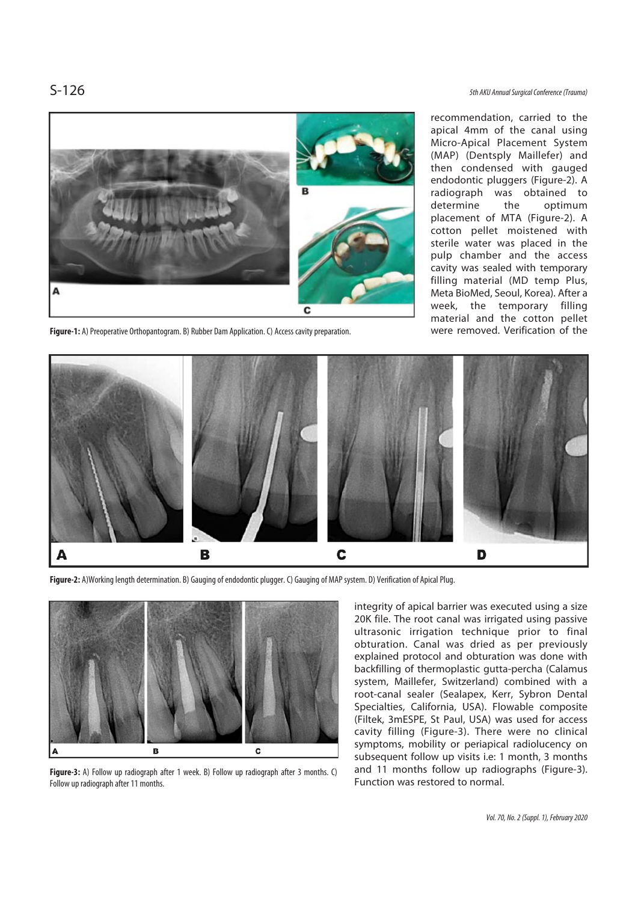Figure-1: A) Preoperative Orthopantogram. B) Rubber Dam Application. C) Access cavity preparation.

recommendation, carried to the apical 4mm of the canal using Micro-Apical Placement System (MAP) (Dentsply Maillefer) and then condensed with gauged endodontic pluggers (Figure-2). A radiograph was obtained to determine the optimum placement of MTA (Figure-2). A cotton pellet moistened with sterile water was placed in the pulp chamber and the access cavity was sealed with temporary filling material (MD temp Plus, Meta BioMed, Seoul, Korea). After a week, the temporary filling material and the cotton pellet were removed. Verification of the integrity of apical barrier was executed using a size 20K file. The root canal was irrigated using passive ultrasonic irrigation technique prior to final obturation. Canal was dried as per previously explained protocol and obturation was done with backfilling of thermoplastic gutta-percha (Calamus system, Maillefer, Switzerland) combined with a root-canal sealer (Sealapex, Kerr, Sybron Dental Specialties, California, USA). Flowable composite (Filtek, 3mESPE, St Paul, USA) was used for access cavity filling (Figure-3). There were no clinical symptoms, mobility or periapical radiolucency on subsequent follow up visits i.e: 1 month, 3 months and 11 months follow up radiographs (Figure-3). Function was restored to normal.

Figure-2: A)Working length determination. B) Gauging of endodontic plugger. C) Gauging of MAP system. D) Verification of Apical Plug.

Figure-3: A) Follow up radiograph after 1 week. B) Follow up radiograph after 3 months. C) Follow up radiograph after 11 months.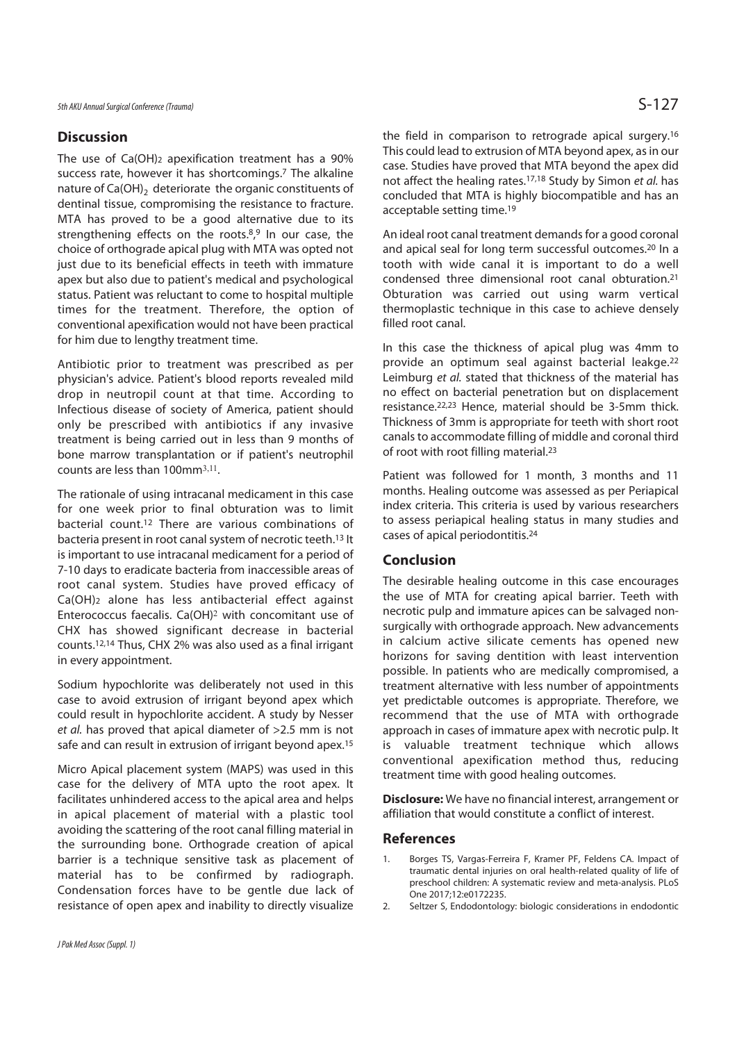## Discussion

The use of $Ca(OH)_2$ apexification treatment has a 90% success rate, however it has shortcomings.[7] The alkaline nature of $Ca(OH)_2$ deteriorate the organic constituents of dentinal tissue, compromising the resistance to fracture. MTA has proved to be a good alternative due to its strengthening effects on the roots.[8,9] In our case, the choice of orthograde apical plug with MTA was opted not just due to its beneficial effects in teeth with immature apex but also due to patient's medical and psychological status. Patient was reluctant to come to hospital multiple times for the treatment. Therefore, the option of conventional apexification would not have been practical for him due to lengthy treatment time.

Antibiotic prior to treatment was prescribed as per physician's advice. Patient's blood reports revealed mild drop in neutropil count at that time. According to Infectious disease of society of America, patient should only be prescribed with antibiotics if any invasive treatment is being carried out in less than 9 months of bone marrow transplantation or if patient's neutrophil counts are less than $100mm^3$.[11]

The rationale of using intracanal medicament in this case for one week prior to final obturation was to limit bacterial count.[12] There are various combinations of bacteria present in root canal system of necrotic teeth.[13] It is important to use intracanal medicament for a period of 7-10 days to eradicate bacteria from inaccessible areas of root canal system. Studies have proved efficacy of $Ca(OH)_2$ alone has less antibacterial effect against Enterococcus faecalis. $Ca(OH)_2$ with concomitant use of CHX has showed significant decrease in bacterial counts.[12,14] Thus, CHX 2% was also used as a final irrigant in every appointment.

Sodium hypochlorite was deliberately not used in this case to avoid extrusion of irrigant beyond apex which could result in hypochlorite accident. A study by Nesser *et al.* has proved that apical diameter of >2.5 mm is not safe and can result in extrusion of irrigant beyond apex.[15]

Micro Apical placement system (MAPS) was used in this case for the delivery of MTA upto the root apex. It facilitates unhindered access to the apical area and helps in apical placement of material with a plastic tool avoiding the scattering of the root canal filling material in the surrounding bone. Orthograde creation of apical barrier is a technique sensitive task as placement of material has to be confirmed by radiograph. Condensation forces have to be gentle due lack of resistance of open apex and inability to directly visualize the field in comparison to retrograde apical surgery.[16] This could lead to extrusion of MTA beyond apex, as in our case. Studies have proved that MTA beyond the apex did not affect the healing rates.[17,18] Study by Simon *et al.* has concluded that MTA is highly biocompatible and has an acceptable setting time.[19]

An ideal root canal treatment demands for a good coronal and apical seal for long term successful outcomes.[20] In a tooth with wide canal it is important to do a well condensed three dimensional root canal obturation.[21] Obturation was carried out using warm vertical thermoplastic technique in this case to achieve densely filled root canal.

In this case the thickness of apical plug was 4mm to provide an optimum seal against bacterial leakge.[22] Leimburg *et al.* stated that thickness of the material has no effect on bacterial penetration but on displacement resistance.[22,23] Hence, material should be 3-5mm thick. Thickness of 3mm is appropriate for teeth with short root canals to accommodate filling of middle and coronal third of root with root filling material.[23]

Patient was followed for 1 month, 3 months and 11 months. Healing outcome was assessed as per Periapical index criteria. This criteria is used by various researchers to assess periapical healing status in many studies and cases of apical periodontitis.[24]

## Conclusion

The desirable healing outcome in this case encourages the use of MTA for creating apical barrier. Teeth with necrotic pulp and immature apices can be salvaged non-surgically with orthograde approach. New advancements in calcium active silicate cements has opened new horizons for saving dentition with least intervention possible. In patients who are medically compromised, a treatment alternative with less number of appointments yet predictable outcomes is appropriate. Therefore, we recommend that the use of MTA with orthograde approach in cases of immature apex with necrotic pulp. It is valuable treatment technique which allows conventional apexification method thus, reducing treatment time with good healing outcomes.

**Disclosure:** We have no financial interest, arrangement or affiliation that would constitute a conflict of interest.

## References

1. Borges TS, Vargas-Ferreira F, Kramer PF, Feldens CA. Impact of traumatic dental injuries on oral health-related quality of life of preschool children: A systematic review and meta-analysis. PLoS One 2017;12:e0172235.
2. Seltzer S, Endodontology: biologic considerations in endodontic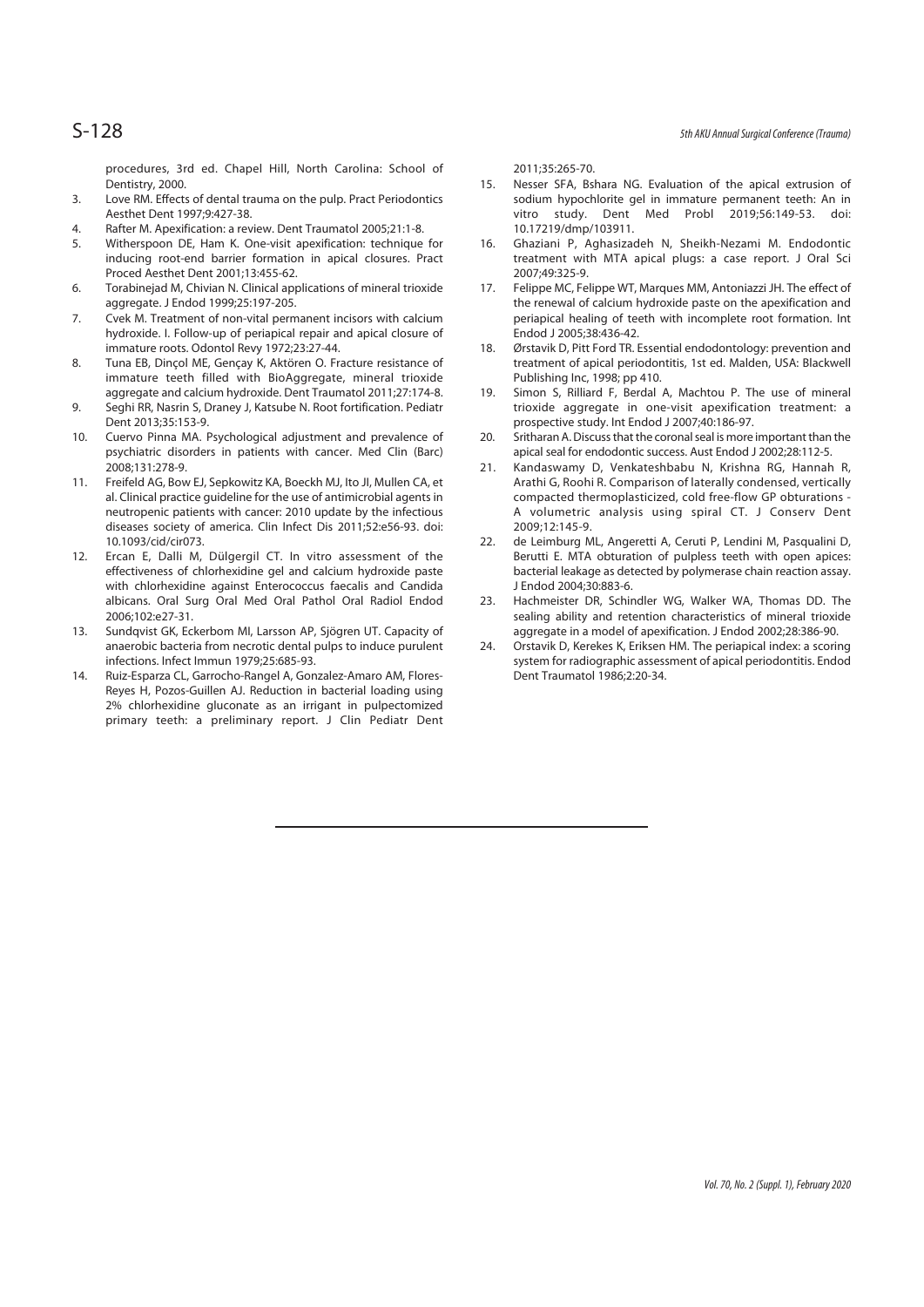procedures, 3rd ed. Chapel Hill, North Carolina: School of Dentistry, 2000.

3. Love RM. Effects of dental trauma on the pulp. Pract Periodontics Aesthet Dent 1997;9:427-38.
4. Rafter M. Apexification: a review. Dent Traumatol 2005;21:1-8.
5. Witherspoon DE, Ham K. One-visit apexification: technique for inducing root-end barrier formation in apical closures. Pract Proced Aesthet Dent 2001;13:455-62.
6. Torabinejad M, Chivian N. Clinical applications of mineral trioxide aggregate. J Endod 1999;25:197-205.
7. Cvek M. Treatment of non-vital permanent incisors with calcium hydroxide. I. Follow-up of periapical repair and apical closure of immature roots. Odontol Revy 1972;23:27-44.
8. Tuna EB, Dinçol ME, Gençay K, Aktören O. Fracture resistance of immature teeth filled with BioAggregate, mineral trioxide aggregate and calcium hydroxide. Dent Traumatol 2011;27:174-8.
9. Seghi RR, Nasrin S, Draney J, Katsube N. Root fortification. Pediatr Dent 2013;35:153-9.
10. Cuervo Pinna MA. Psychological adjustment and prevalence of psychiatric disorders in patients with cancer. Med Clin (Barc) 2008;131:278-9.
11. Freifeld AG, Bow EJ, Sepkowitz KA, Boeckh MJ, Ito JI, Mullen CA, et al. Clinical practice guideline for the use of antimicrobial agents in neutropenic patients with cancer: 2010 update by the infectious diseases society of america. Clin Infect Dis 2011;52:e56-93. doi: 10.1093/cid/cir073.
12. Ercan E, Dalli M, Dülgergil CT. In vitro assessment of the effectiveness of chlorhexidine gel and calcium hydroxide paste with chlorhexidine against Enterococcus faecalis and Candida albicans. Oral Surg Oral Med Oral Pathol Oral Radiol Endod 2006;102:e27-31.
13. Sundqvist GK, Eckerbom MI, Larsson AP, Sjögren UT. Capacity of anaerobic bacteria from necrotic dental pulps to induce purulent infections. Infect Immun 1979;25:685-93.
14. Ruiz-Esparza CL, Garrocho-Rangel A, Gonzalez-Amaro AM, Flores-Reyes H, Pozos-Guillen AJ. Reduction in bacterial loading using 2% chlorhexidine gluconate as an irrigant in pulpectomized primary teeth: a preliminary report. J Clin Pediatr Dent 2011;35:265-70.
15. Nesser SFA, Bshara NG. Evaluation of the apical extrusion of sodium hypochlorite gel in immature permanent teeth: An in vitro study. Dent Med Probl 2019;56:149-53. doi: 10.17219/dmp/103911.
16. Ghaziani P, Aghasizadeh N, Sheikh-Nezami M. Endodontic treatment with MTA apical plugs: a case report. J Oral Sci 2007;49:325-9.
17. Felippe MC, Felippe WT, Marques MM, Antoniazzi JH. The effect of the renewal of calcium hydroxide paste on the apexification and periapical healing of teeth with incomplete root formation. Int Endod J 2005;38:436-42.
18. Ørstavik D, Pitt Ford TR. Essential endodontology: prevention and treatment of apical periodontitis, 1st ed. Malden, USA: Blackwell Publishing Inc, 1998; pp 410.
19. Simon S, Rilliard F, Berdal A, Machtou P. The use of mineral trioxide aggregate in one-visit apexification treatment: a prospective study. Int Endod J 2007;40:186-97.
20. Sritharan A. Discuss that the coronal seal is more important than the apical seal for endodontic success. Aust Endod J 2002;28:112-5.
21. Kandaswamy D, Venkateshbabu N, Krishna RG, Hannah R, Arathi G, Roohi R. Comparison of laterally condensed, vertically compacted thermoplasticized, cold free-flow GP obturations - A volumetric analysis using spiral CT. J Conserv Dent 2009;12:145-9.
22. de Leimburg ML, Angeretti A, Ceruti P, Lendini M, Pasqualini D, Berutti E. MTA obturation of pulpless teeth with open apices: bacterial leakage as detected by polymerase chain reaction assay. J Endod 2004;30:883-6.
23. Hachmeister DR, Schindler WG, Walker WA, Thomas DD. The sealing ability and retention characteristics of mineral trioxide aggregate in a model of apexification. J Endod 2002;28:386-90.
24. Orstavik D, Kerekes K, Eriksen HM. The periapical index: a scoring system for radiographic assessment of apical periodontitis. Endod Dent Traumatol 1986;2:20-34.